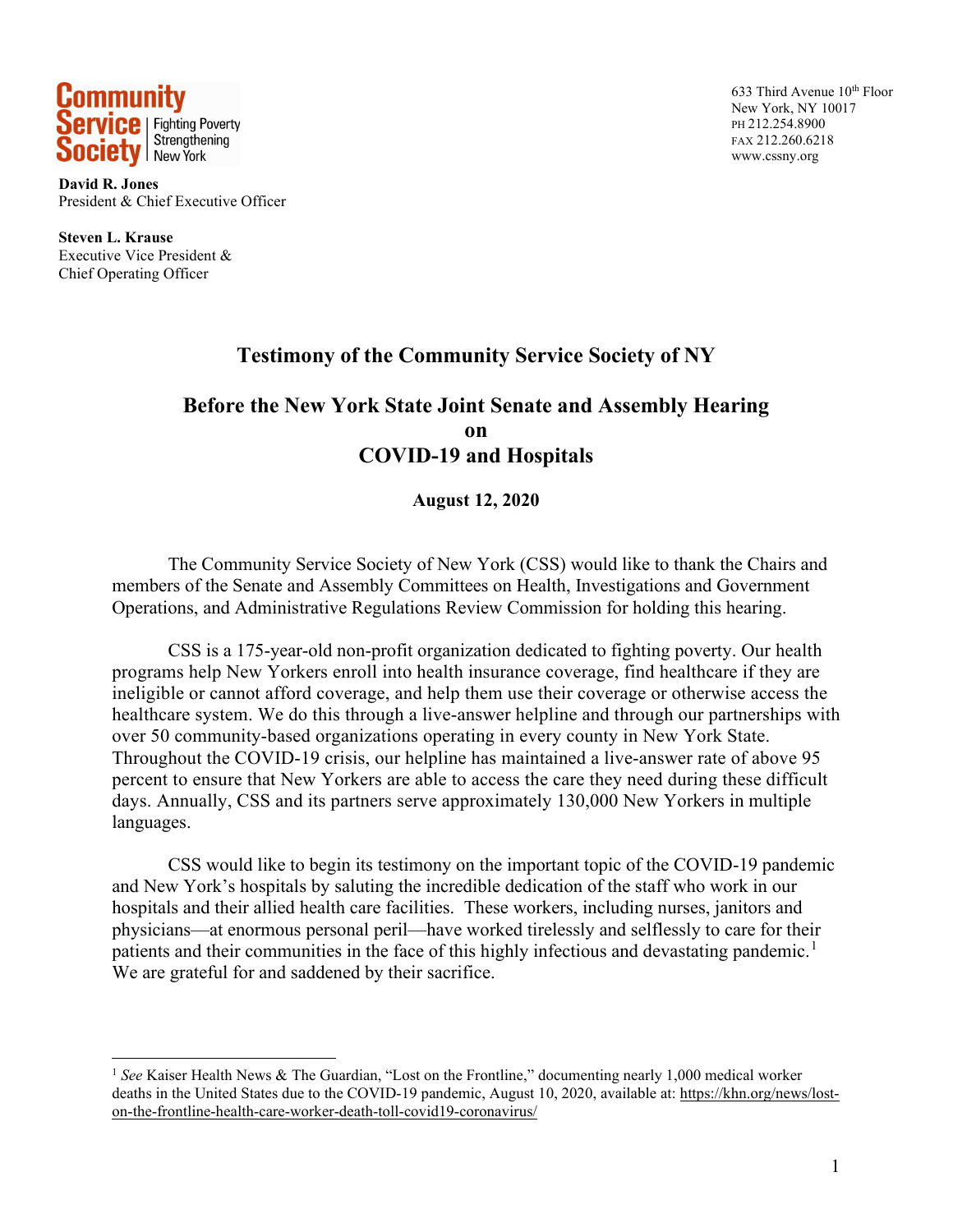**Community Service Society** | Fighting Poverty Strengthening New York

633 Third Avenue 10th Floor
New York, NY 10017
PH 212.254.8900
FAX 212.260.6218
www.cssny.org

**David R. Jones**
President & Chief Executive Officer

**Steven L. Krause**
Executive Vice President &
Chief Operating Officer

# Testimony of the Community Service Society of NY

## Before the New York State Joint Senate and Assembly Hearing on COVID-19 and Hospitals

**August 12, 2020**

The Community Service Society of New York (CSS) would like to thank the Chairs and members of the Senate and Assembly Committees on Health, Investigations and Government Operations, and Administrative Regulations Review Commission for holding this hearing.

CSS is a 175-year-old non-profit organization dedicated to fighting poverty. Our health programs help New Yorkers enroll into health insurance coverage, find healthcare if they are ineligible or cannot afford coverage, and help them use their coverage or otherwise access the healthcare system. We do this through a live-answer helpline and through our partnerships with over 50 community-based organizations operating in every county in New York State. Throughout the COVID-19 crisis, our helpline has maintained a live-answer rate of above 95 percent to ensure that New Yorkers are able to access the care they need during these difficult days. Annually, CSS and its partners serve approximately 130,000 New Yorkers in multiple languages.

CSS would like to begin its testimony on the important topic of the COVID-19 pandemic and New York's hospitals by saluting the incredible dedication of the staff who work in our hospitals and their allied health care facilities. These workers, including nurses, janitors and physicians—at enormous personal peril—have worked tirelessly and selflessly to care for their patients and their communities in the face of this highly infectious and devastating pandemic.[1] We are grateful for and saddened by their sacrifice.

---

[1] *See* Kaiser Health News & The Guardian, "Lost on the Frontline," documenting nearly 1,000 medical worker deaths in the United States due to the COVID-19 pandemic, August 10, 2020, available at: https://khn.org/news/lost-on-the-frontline-health-care-worker-death-toll-covid19-coronavirus/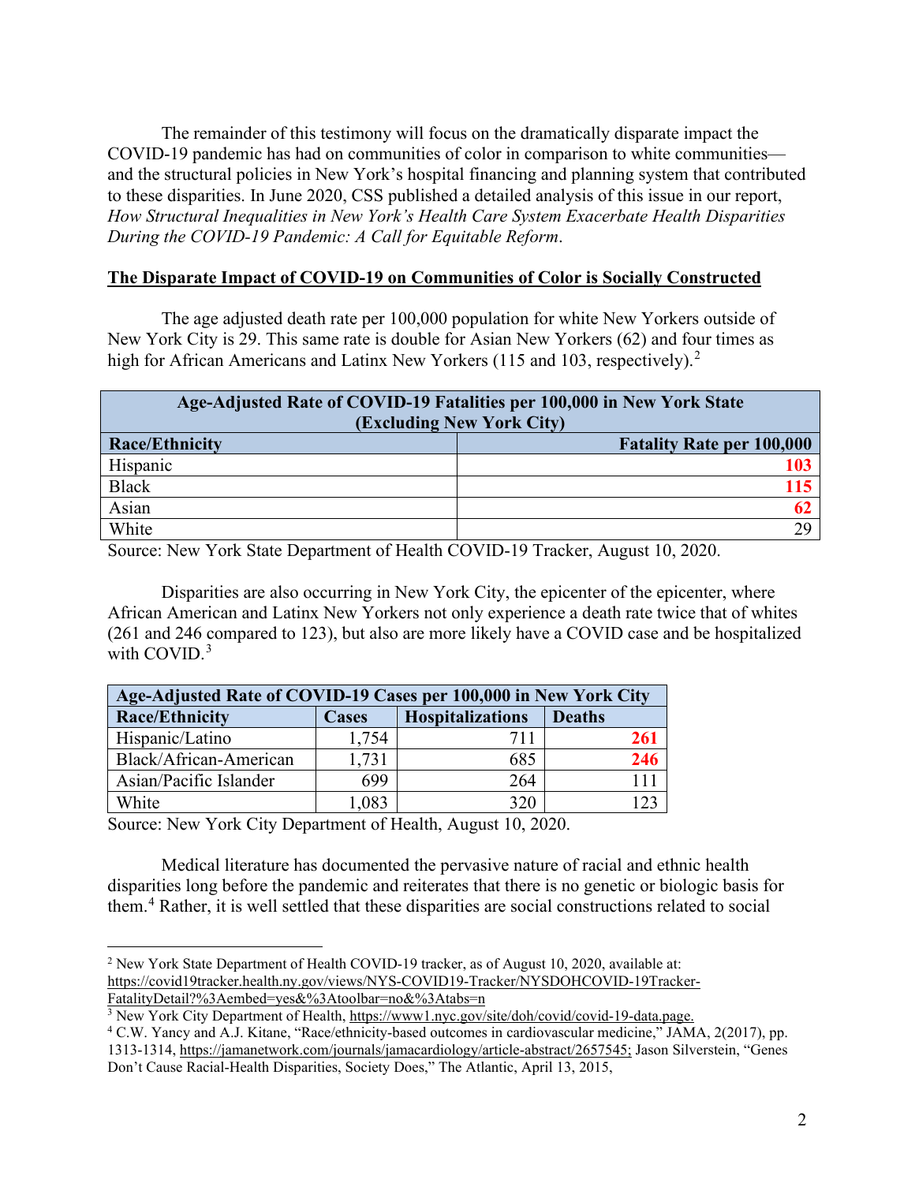The remainder of this testimony will focus on the dramatically disparate impact the COVID-19 pandemic has had on communities of color in comparison to white communities—and the structural policies in New York's hospital financing and planning system that contributed to these disparities. In June 2020, CSS published a detailed analysis of this issue in our report, *How Structural Inequalities in New York's Health Care System Exacerbate Health Disparities During the COVID-19 Pandemic: A Call for Equitable Reform*.

**The Disparate Impact of COVID-19 on Communities of Color is Socially Constructed**

The age adjusted death rate per 100,000 population for white New Yorkers outside of New York City is 29. This same rate is double for Asian New Yorkers (62) and four times as high for African Americans and Latinx New Yorkers (115 and 103, respectively).[2]

| **Age-Adjusted Rate of COVID-19 Fatalities per 100,000 in New York State (Excluding New York City)** | |
|---|---|
| **Race/Ethnicity** | **Fatality Rate per 100,000** |
| Hispanic | **103** |
| Black | **115** |
| Asian | **62** |
| White | 29 |

Source: New York State Department of Health COVID-19 Tracker, August 10, 2020.

Disparities are also occurring in New York City, the epicenter of the epicenter, where African American and Latinx New Yorkers not only experience a death rate twice that of whites (261 and 246 compared to 123), but also are more likely have a COVID case and be hospitalized with COVID.[3]

| **Age-Adjusted Rate of COVID-19 Cases per 100,000 in New York City** | | | |
|---|---|---|---|
| **Race/Ethnicity** | **Cases** | **Hospitalizations** | **Deaths** |
| Hispanic/Latino | 1,754 | 711 | **261** |
| Black/African-American | 1,731 | 685 | **246** |
| Asian/Pacific Islander | 699 | 264 | 111 |
| White | 1,083 | 320 | 123 |

Source: New York City Department of Health, August 10, 2020.

Medical literature has documented the pervasive nature of racial and ethnic health disparities long before the pandemic and reiterates that there is no genetic or biologic basis for them.[4] Rather, it is well settled that these disparities are social constructions related to social

---

[2] New York State Department of Health COVID-19 tracker, as of August 10, 2020, available at: https://covid19tracker.health.ny.gov/views/NYS-COVID19-Tracker/NYSDOHCOVID-19Tracker-FatalityDetail?%3Aembed=yes&%3Atoolbar=no&%3Atabs=n

[3] New York City Department of Health, https://www1.nyc.gov/site/doh/covid/covid-19-data.page.

[4] C.W. Yancy and A.J. Kitane, "Race/ethnicity-based outcomes in cardiovascular medicine," JAMA, 2(2017), pp. 1313-1314, https://jamanetwork.com/journals/jamacardiology/article-abstract/2657545; Jason Silverstein, "Genes Don't Cause Racial-Health Disparities, Society Does," The Atlantic, April 13, 2015,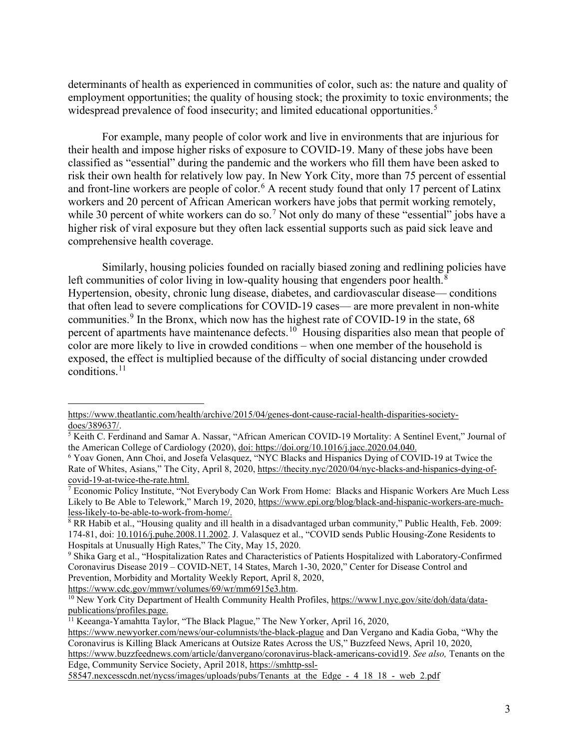determinants of health as experienced in communities of color, such as: the nature and quality of employment opportunities; the quality of housing stock; the proximity to toxic environments; the widespread prevalence of food insecurity; and limited educational opportunities.[5]

For example, many people of color work and live in environments that are injurious for their health and impose higher risks of exposure to COVID-19. Many of these jobs have been classified as "essential" during the pandemic and the workers who fill them have been asked to risk their own health for relatively low pay. In New York City, more than 75 percent of essential and front-line workers are people of color.[6] A recent study found that only 17 percent of Latinx workers and 20 percent of African American workers have jobs that permit working remotely, while 30 percent of white workers can do so.[7] Not only do many of these "essential" jobs have a higher risk of viral exposure but they often lack essential supports such as paid sick leave and comprehensive health coverage.

Similarly, housing policies founded on racially biased zoning and redlining policies have left communities of color living in low-quality housing that engenders poor health.[8] Hypertension, obesity, chronic lung disease, diabetes, and cardiovascular disease— conditions that often lead to severe complications for COVID-19 cases— are more prevalent in non-white communities.[9] In the Bronx, which now has the highest rate of COVID-19 in the state, 68 percent of apartments have maintenance defects.[10] Housing disparities also mean that people of color are more likely to live in crowded conditions – when one member of the household is exposed, the effect is multiplied because of the difficulty of social distancing under crowded conditions.[11]

---

https://www.theatlantic.com/health/archive/2015/04/genes-dont-cause-racial-health-disparities-society-does/389637/.

[5] Keith C. Ferdinand and Samar A. Nassar, "African American COVID-19 Mortality: A Sentinel Event," Journal of the American College of Cardiology (2020), doi: https://doi.org/10.1016/j.jacc.2020.04.040.

[6] Yoav Gonen, Ann Choi, and Josefa Velasquez, "NYC Blacks and Hispanics Dying of COVID-19 at Twice the Rate of Whites, Asians," The City, April 8, 2020, https://thecity.nyc/2020/04/nyc-blacks-and-hispanics-dying-of-covid-19-at-twice-the-rate.html.

[7] Economic Policy Institute, "Not Everybody Can Work From Home: Blacks and Hispanic Workers Are Much Less Likely to Be Able to Telework," March 19, 2020, https://www.epi.org/blog/black-and-hispanic-workers-are-much-less-likely-to-be-able-to-work-from-home/.

[8] RR Habib et al., "Housing quality and ill health in a disadvantaged urban community," Public Health, Feb. 2009: 174-81, doi: 10.1016/j.puhe.2008.11.2002. J. Valasquez et al., "COVID sends Public Housing-Zone Residents to Hospitals at Unusually High Rates," The City, May 15, 2020.

[9] Shika Garg et al., "Hospitalization Rates and Characteristics of Patients Hospitalized with Laboratory-Confirmed Coronavirus Disease 2019 – COVID-NET, 14 States, March 1-30, 2020," Center for Disease Control and Prevention, Morbidity and Mortality Weekly Report, April 8, 2020, https://www.cdc.gov/mmwr/volumes/69/wr/mm6915e3.htm.

[10] New York City Department of Health Community Health Profiles, https://www1.nyc.gov/site/doh/data/data-publications/profiles.page.

[11] Keeanga-Yamahtta Taylor, "The Black Plague," The New Yorker, April 16, 2020, https://www.newyorker.com/news/our-columnists/the-black-plague and Dan Vergano and Kadia Goba, "Why the Coronavirus is Killing Black Americans at Outsize Rates Across the US," Buzzfeed News, April 10, 2020, https://www.buzzfeednews.com/article/danvergano/coronavirus-black-americans-covid19. *See also,* Tenants on the Edge, Community Service Society, April 2018, https://smhttp-ssl-58547.nexcesscdn.net/nycss/images/uploads/pubs/Tenants_at_the_Edge_-_4_18_18_-_web_2.pdf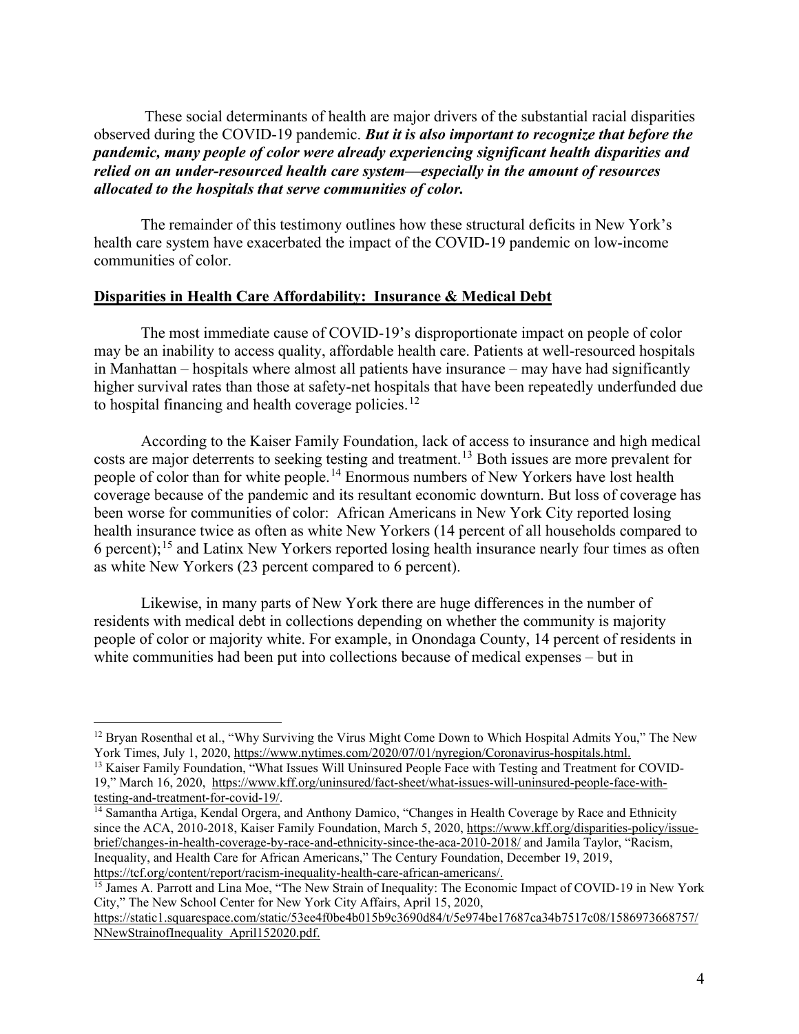These social determinants of health are major drivers of the substantial racial disparities observed during the COVID-19 pandemic. ***But it is also important to recognize that before the pandemic, many people of color were already experiencing significant health disparities and relied on an under-resourced health care system—especially in the amount of resources allocated to the hospitals that serve communities of color.***

The remainder of this testimony outlines how these structural deficits in New York's health care system have exacerbated the impact of the COVID-19 pandemic on low-income communities of color.

## Disparities in Health Care Affordability: Insurance & Medical Debt

The most immediate cause of COVID-19's disproportionate impact on people of color may be an inability to access quality, affordable health care. Patients at well-resourced hospitals in Manhattan – hospitals where almost all patients have insurance – may have had significantly higher survival rates than those at safety-net hospitals that have been repeatedly underfunded due to hospital financing and health coverage policies.[12]

According to the Kaiser Family Foundation, lack of access to insurance and high medical costs are major deterrents to seeking testing and treatment.[13] Both issues are more prevalent for people of color than for white people.[14] Enormous numbers of New Yorkers have lost health coverage because of the pandemic and its resultant economic downturn. But loss of coverage has been worse for communities of color: African Americans in New York City reported losing health insurance twice as often as white New Yorkers (14 percent of all households compared to 6 percent);[15] and Latinx New Yorkers reported losing health insurance nearly four times as often as white New Yorkers (23 percent compared to 6 percent).

Likewise, in many parts of New York there are huge differences in the number of residents with medical debt in collections depending on whether the community is majority people of color or majority white. For example, in Onondaga County, 14 percent of residents in white communities had been put into collections because of medical expenses – but in

---

[12] Bryan Rosenthal et al., "Why Surviving the Virus Might Come Down to Which Hospital Admits You," The New York Times, July 1, 2020, https://www.nytimes.com/2020/07/01/nyregion/Coronavirus-hospitals.html.

[13] Kaiser Family Foundation, "What Issues Will Uninsured People Face with Testing and Treatment for COVID-19," March 16, 2020, https://www.kff.org/uninsured/fact-sheet/what-issues-will-uninsured-people-face-with-testing-and-treatment-for-covid-19/.

[14] Samantha Artiga, Kendal Orgera, and Anthony Damico, "Changes in Health Coverage by Race and Ethnicity since the ACA, 2010-2018, Kaiser Family Foundation, March 5, 2020, https://www.kff.org/disparities-policy/issue-brief/changes-in-health-coverage-by-race-and-ethnicity-since-the-aca-2010-2018/ and Jamila Taylor, "Racism, Inequality, and Health Care for African Americans," The Century Foundation, December 19, 2019, https://tcf.org/content/report/racism-inequality-health-care-african-americans/.

[15] James A. Parrott and Lina Moe, "The New Strain of Inequality: The Economic Impact of COVID-19 in New York City," The New School Center for New York City Affairs, April 15, 2020, https://static1.squarespace.com/static/53ee4f0be4b015b9c3690d84/t/5e974be17687ca34b7517c08/1586973668757/NNewStrainofInequality_April152020.pdf.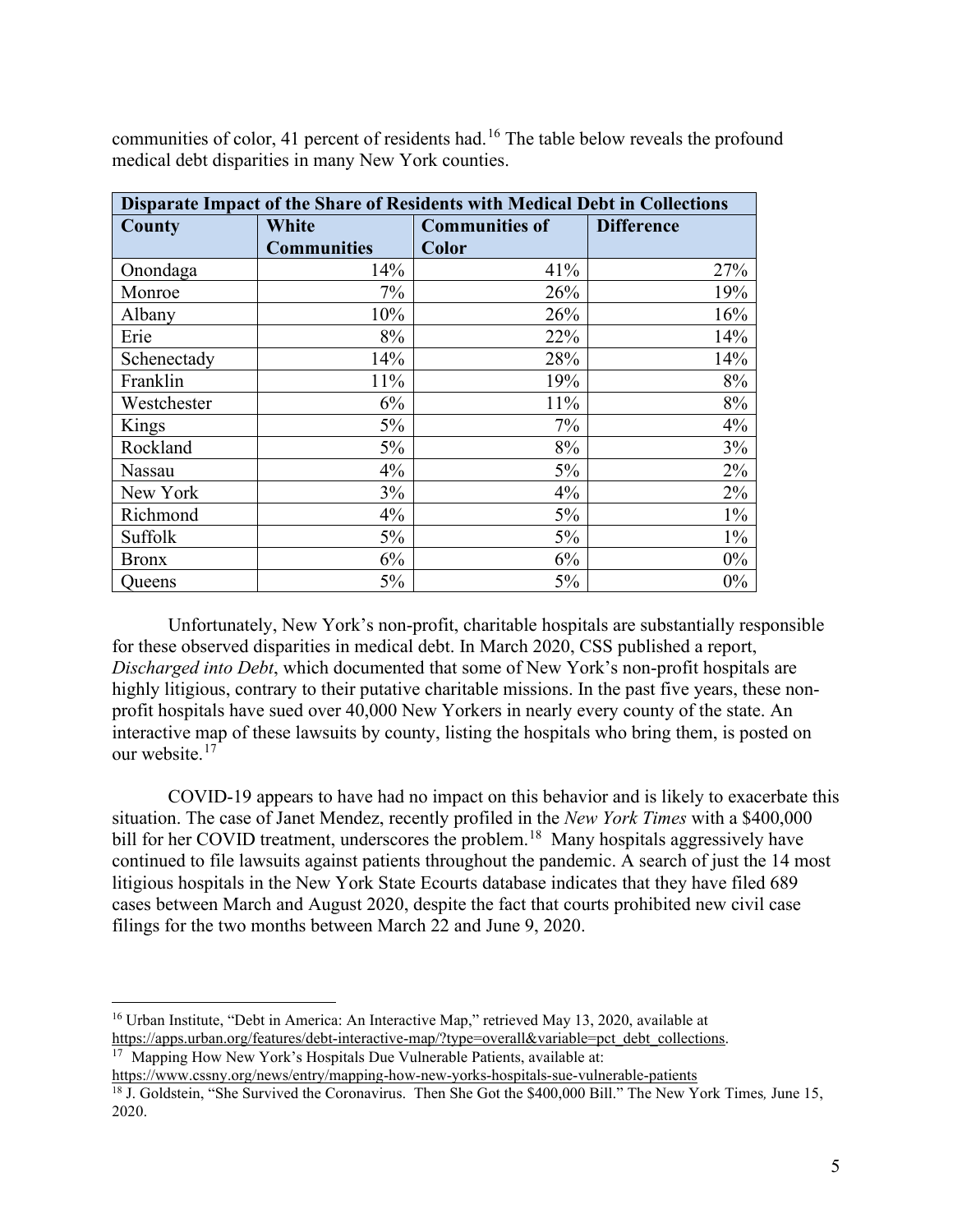communities of color, 41 percent of residents had.[16] The table below reveals the profound medical debt disparities in many New York counties.

| Disparate Impact of the Share of Residents with Medical Debt in Collections | | | |
|---|---|---|---|
| **County** | **White Communities** | **Communities of Color** | **Difference** |
| Onondaga | 14% | 41% | 27% |
| Monroe | 7% | 26% | 19% |
| Albany | 10% | 26% | 16% |
| Erie | 8% | 22% | 14% |
| Schenectady | 14% | 28% | 14% |
| Franklin | 11% | 19% | 8% |
| Westchester | 6% | 11% | 8% |
| Kings | 5% | 7% | 4% |
| Rockland | 5% | 8% | 3% |
| Nassau | 4% | 5% | 2% |
| New York | 3% | 4% | 2% |
| Richmond | 4% | 5% | 1% |
| Suffolk | 5% | 5% | 1% |
| Bronx | 6% | 6% | 0% |
| Queens | 5% | 5% | 0% |

Unfortunately, New York's non-profit, charitable hospitals are substantially responsible for these observed disparities in medical debt. In March 2020, CSS published a report, *Discharged into Debt*, which documented that some of New York's non-profit hospitals are highly litigious, contrary to their putative charitable missions. In the past five years, these non-profit hospitals have sued over 40,000 New Yorkers in nearly every county of the state. An interactive map of these lawsuits by county, listing the hospitals who bring them, is posted on our website.[17]

COVID-19 appears to have had no impact on this behavior and is likely to exacerbate this situation. The case of Janet Mendez, recently profiled in the *New York Times* with a $400,000 bill for her COVID treatment, underscores the problem.[18] Many hospitals aggressively have continued to file lawsuits against patients throughout the pandemic. A search of just the 14 most litigious hospitals in the New York State Ecourts database indicates that they have filed 689 cases between March and August 2020, despite the fact that courts prohibited new civil case filings for the two months between March 22 and June 9, 2020.

---

[16] Urban Institute, "Debt in America: An Interactive Map," retrieved May 13, 2020, available at https://apps.urban.org/features/debt-interactive-map/?type=overall&variable=pct_debt_collections.

[17] Mapping How New York's Hospitals Due Vulnerable Patients, available at: https://www.cssny.org/news/entry/mapping-how-new-yorks-hospitals-sue-vulnerable-patients

[18] J. Goldstein, "She Survived the Coronavirus. Then She Got the $400,000 Bill." The New York Times*,* June 15, 2020.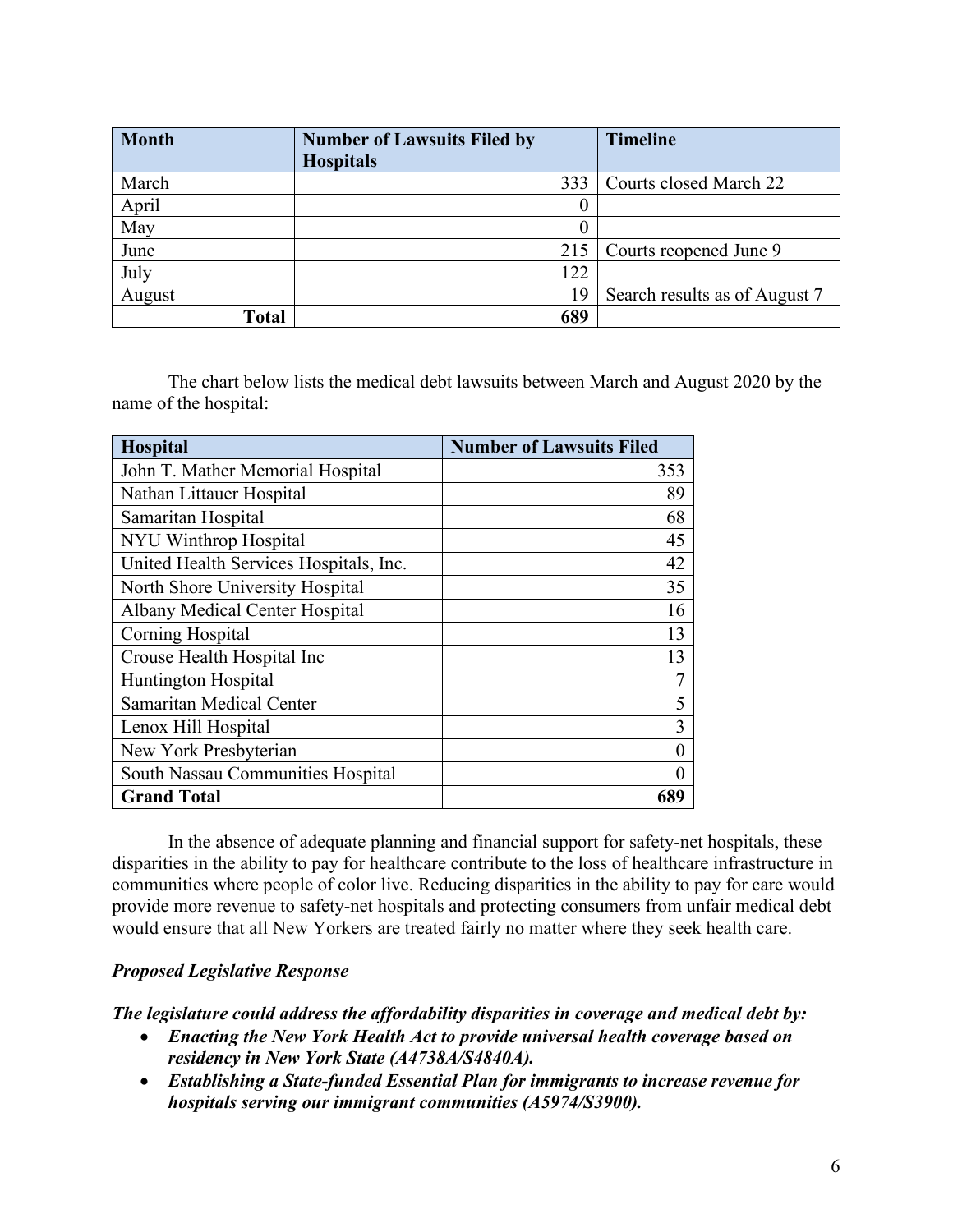| Month | Number of Lawsuits Filed by Hospitals | Timeline |
| --- | --- | --- |
| March | 333 | Courts closed March 22 |
| April | 0 | |
| May | 0 | |
| June | 215 | Courts reopened June 9 |
| July | 122 | |
| August | 19 | Search results as of August 7 |
| **Total** | **689** | |

The chart below lists the medical debt lawsuits between March and August 2020 by the name of the hospital:

| Hospital | Number of Lawsuits Filed |
| --- | --- |
| John T. Mather Memorial Hospital | 353 |
| Nathan Littauer Hospital | 89 |
| Samaritan Hospital | 68 |
| NYU Winthrop Hospital | 45 |
| United Health Services Hospitals, Inc. | 42 |
| North Shore University Hospital | 35 |
| Albany Medical Center Hospital | 16 |
| Corning Hospital | 13 |
| Crouse Health Hospital Inc | 13 |
| Huntington Hospital | 7 |
| Samaritan Medical Center | 5 |
| Lenox Hill Hospital | 3 |
| New York Presbyterian | 0 |
| South Nassau Communities Hospital | 0 |
| **Grand Total** | **689** |

In the absence of adequate planning and financial support for safety-net hospitals, these disparities in the ability to pay for healthcare contribute to the loss of healthcare infrastructure in communities where people of color live. Reducing disparities in the ability to pay for care would provide more revenue to safety-net hospitals and protecting consumers from unfair medical debt would ensure that all New Yorkers are treated fairly no matter where they seek health care.

***Proposed Legislative Response***

***The legislature could address the affordability disparities in coverage and medical debt by:***

- ***Enacting the New York Health Act to provide universal health coverage based on residency in New York State (A4738A/S4840A).***
- ***Establishing a State-funded Essential Plan for immigrants to increase revenue for hospitals serving our immigrant communities (A5974/S3900).***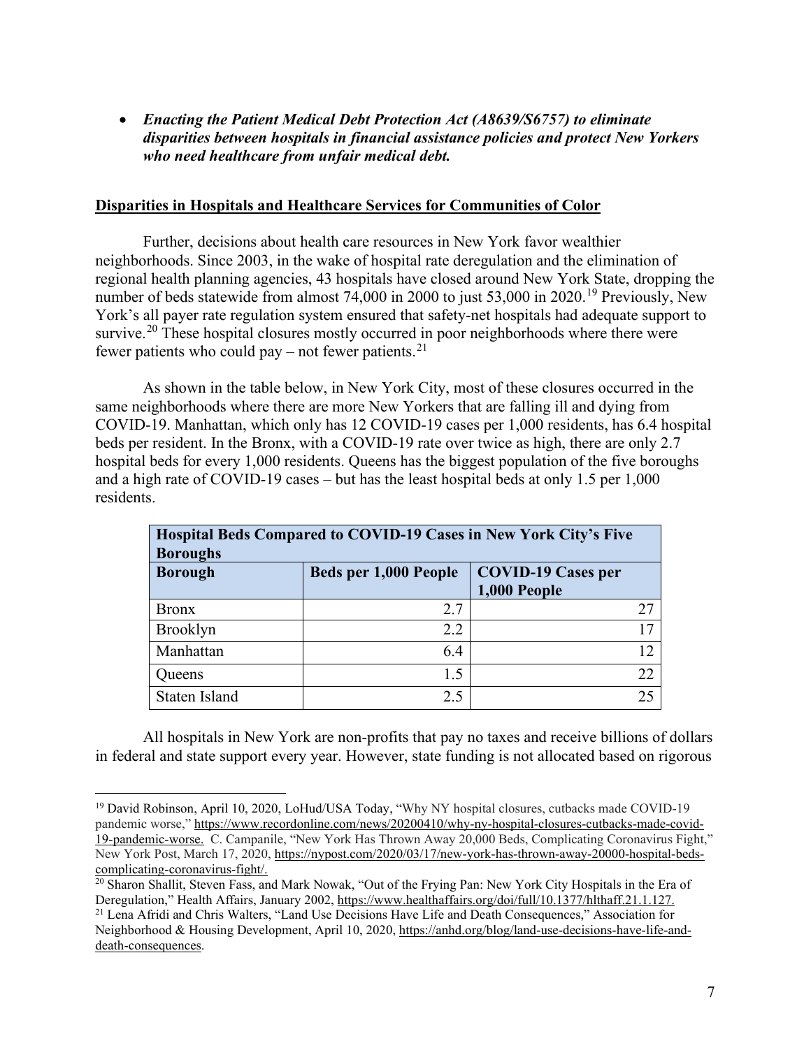- ***Enacting the Patient Medical Debt Protection Act (A8639/S6757) to eliminate disparities between hospitals in financial assistance policies and protect New Yorkers who need healthcare from unfair medical debt.***

**<u>Disparities in Hospitals and Healthcare Services for Communities of Color</u>**

Further, decisions about health care resources in New York favor wealthier neighborhoods. Since 2003, in the wake of hospital rate deregulation and the elimination of regional health planning agencies, 43 hospitals have closed around New York State, dropping the number of beds statewide from almost 74,000 in 2000 to just 53,000 in 2020.[19] Previously, New York's all payer rate regulation system ensured that safety-net hospitals had adequate support to survive.[20] These hospital closures mostly occurred in poor neighborhoods where there were fewer patients who could pay – not fewer patients.[21]

As shown in the table below, in New York City, most of these closures occurred in the same neighborhoods where there are more New Yorkers that are falling ill and dying from COVID-19. Manhattan, which only has 12 COVID-19 cases per 1,000 residents, has 6.4 hospital beds per resident. In the Bronx, with a COVID-19 rate over twice as high, there are only 2.7 hospital beds for every 1,000 residents. Queens has the biggest population of the five boroughs and a high rate of COVID-19 cases – but has the least hospital beds at only 1.5 per 1,000 residents.

| **Hospital Beds Compared to COVID-19 Cases in New York City's Five Boroughs** | | |
|---|---|---|
| **Borough** | **Beds per 1,000 People** | **COVID-19 Cases per 1,000 People** |
| Bronx | 2.7 | 27 |
| Brooklyn | 2.2 | 17 |
| Manhattan | 6.4 | 12 |
| Queens | 1.5 | 22 |
| Staten Island | 2.5 | 25 |

All hospitals in New York are non-profits that pay no taxes and receive billions of dollars in federal and state support every year. However, state funding is not allocated based on rigorous

[19] David Robinson, April 10, 2020, LoHud/USA Today, "Why NY hospital closures, cutbacks made COVID-19 pandemic worse," https://www.recordonline.com/news/20200410/why-ny-hospital-closures-cutbacks-made-covid-19-pandemic-worse. C. Campanile, "New York Has Thrown Away 20,000 Beds, Complicating Coronavirus Fight," New York Post, March 17, 2020, https://nypost.com/2020/03/17/new-york-has-thrown-away-20000-hospital-beds-complicating-coronavirus-fight/.

[20] Sharon Shallit, Steven Fass, and Mark Nowak, "Out of the Frying Pan: New York City Hospitals in the Era of Deregulation," Health Affairs, January 2002, https://www.healthaffairs.org/doi/full/10.1377/hlthaff.21.1.127.

[21] Lena Afridi and Chris Walters, "Land Use Decisions Have Life and Death Consequences," Association for Neighborhood & Housing Development, April 10, 2020, https://anhd.org/blog/land-use-decisions-have-life-and-death-consequences.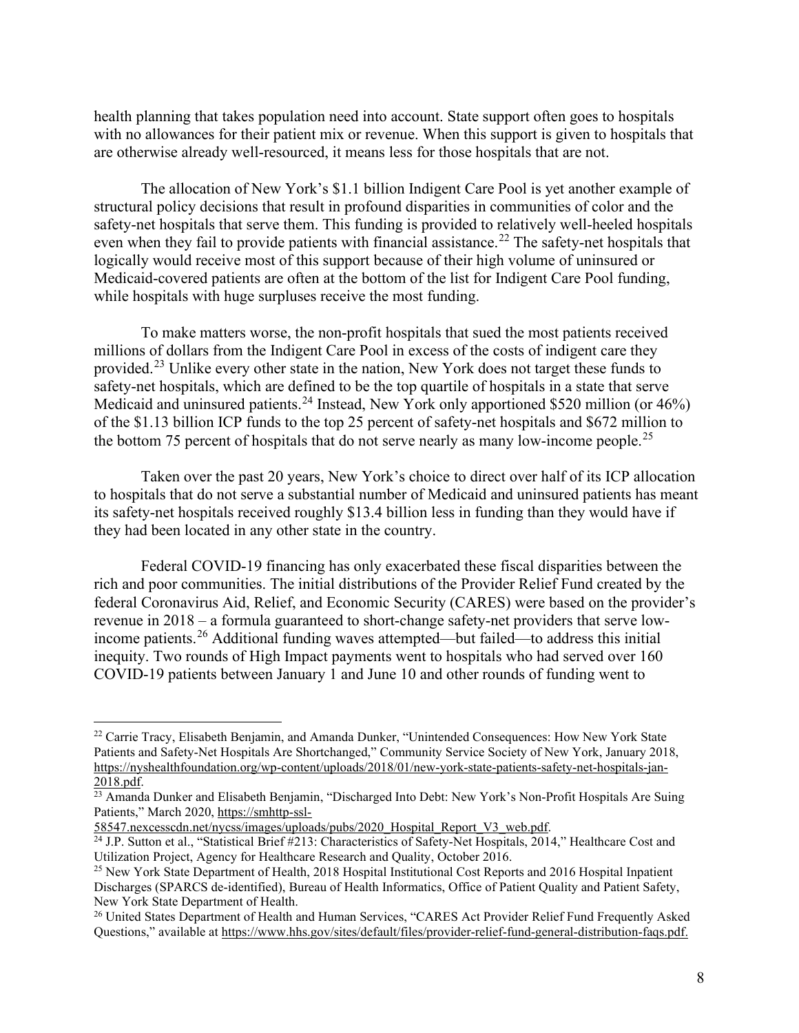health planning that takes population need into account. State support often goes to hospitals with no allowances for their patient mix or revenue. When this support is given to hospitals that are otherwise already well-resourced, it means less for those hospitals that are not.

The allocation of New York's $1.1 billion Indigent Care Pool is yet another example of structural policy decisions that result in profound disparities in communities of color and the safety-net hospitals that serve them. This funding is provided to relatively well-heeled hospitals even when they fail to provide patients with financial assistance.[22] The safety-net hospitals that logically would receive most of this support because of their high volume of uninsured or Medicaid-covered patients are often at the bottom of the list for Indigent Care Pool funding, while hospitals with huge surpluses receive the most funding.

To make matters worse, the non-profit hospitals that sued the most patients received millions of dollars from the Indigent Care Pool in excess of the costs of indigent care they provided.[23] Unlike every other state in the nation, New York does not target these funds to safety-net hospitals, which are defined to be the top quartile of hospitals in a state that serve Medicaid and uninsured patients.[24] Instead, New York only apportioned $520 million (or 46%) of the $1.13 billion ICP funds to the top 25 percent of safety-net hospitals and $672 million to the bottom 75 percent of hospitals that do not serve nearly as many low-income people.[25]

Taken over the past 20 years, New York's choice to direct over half of its ICP allocation to hospitals that do not serve a substantial number of Medicaid and uninsured patients has meant its safety-net hospitals received roughly $13.4 billion less in funding than they would have if they had been located in any other state in the country.

Federal COVID-19 financing has only exacerbated these fiscal disparities between the rich and poor communities. The initial distributions of the Provider Relief Fund created by the federal Coronavirus Aid, Relief, and Economic Security (CARES) were based on the provider's revenue in 2018 – a formula guaranteed to short-change safety-net providers that serve low-income patients.[26] Additional funding waves attempted—but failed—to address this initial inequity. Two rounds of High Impact payments went to hospitals who had served over 160 COVID-19 patients between January 1 and June 10 and other rounds of funding went to

---

[22] Carrie Tracy, Elisabeth Benjamin, and Amanda Dunker, "Unintended Consequences: How New York State Patients and Safety-Net Hospitals Are Shortchanged," Community Service Society of New York, January 2018, https://nyshealthfoundation.org/wp-content/uploads/2018/01/new-york-state-patients-safety-net-hospitals-jan-2018.pdf.

[23] Amanda Dunker and Elisabeth Benjamin, "Discharged Into Debt: New York's Non-Profit Hospitals Are Suing Patients," March 2020, https://smhttp-ssl-58547.nexcesscdn.net/nycss/images/uploads/pubs/2020_Hospital_Report_V3_web.pdf.

[24] J.P. Sutton et al., "Statistical Brief #213: Characteristics of Safety-Net Hospitals, 2014," Healthcare Cost and Utilization Project, Agency for Healthcare Research and Quality, October 2016.

[25] New York State Department of Health, 2018 Hospital Institutional Cost Reports and 2016 Hospital Inpatient Discharges (SPARCS de-identified), Bureau of Health Informatics, Office of Patient Quality and Patient Safety, New York State Department of Health.

[26] United States Department of Health and Human Services, "CARES Act Provider Relief Fund Frequently Asked Questions," available at https://www.hhs.gov/sites/default/files/provider-relief-fund-general-distribution-faqs.pdf.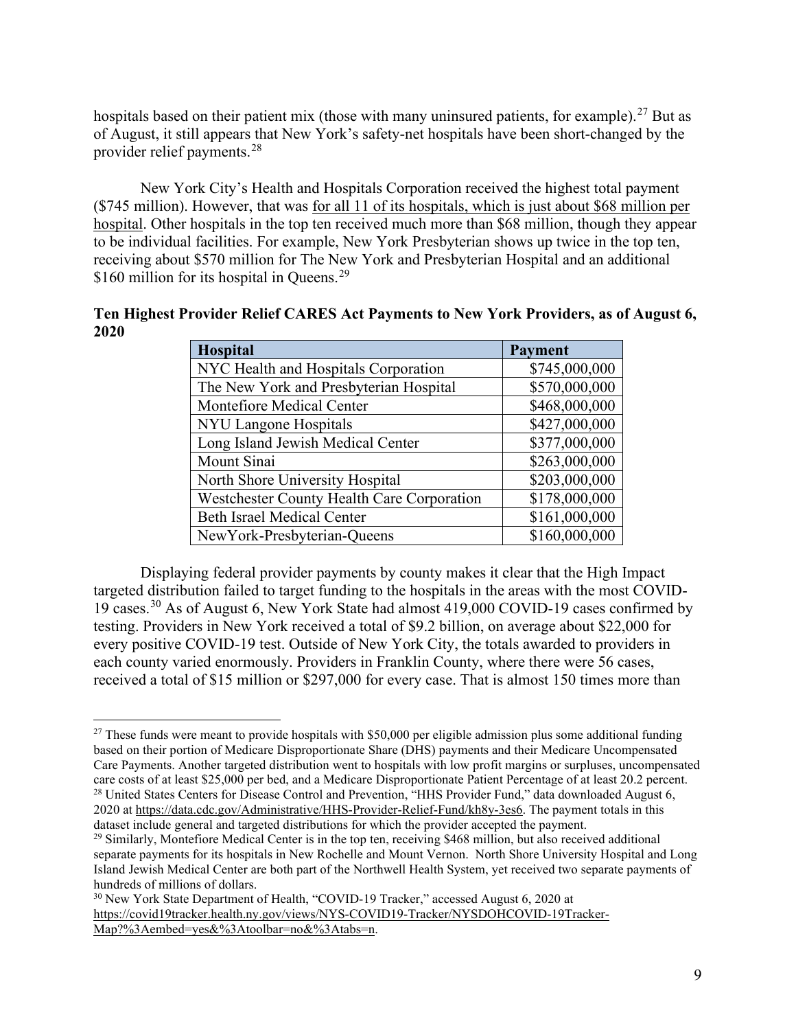hospitals based on their patient mix (those with many uninsured patients, for example).[27] But as of August, it still appears that New York's safety-net hospitals have been short-changed by the provider relief payments.[28]

New York City's Health and Hospitals Corporation received the highest total payment ($745 million). However, that was for all 11 of its hospitals, which is just about $68 million per hospital. Other hospitals in the top ten received much more than $68 million, though they appear to be individual facilities. For example, New York Presbyterian shows up twice in the top ten, receiving about $570 million for The New York and Presbyterian Hospital and an additional $160 million for its hospital in Queens.[29]

**Ten Highest Provider Relief CARES Act Payments to New York Providers, as of August 6, 2020**

| Hospital | Payment |
|---|---|
| NYC Health and Hospitals Corporation | $745,000,000 |
| The New York and Presbyterian Hospital | $570,000,000 |
| Montefiore Medical Center | $468,000,000 |
| NYU Langone Hospitals | $427,000,000 |
| Long Island Jewish Medical Center | $377,000,000 |
| Mount Sinai | $263,000,000 |
| North Shore University Hospital | $203,000,000 |
| Westchester County Health Care Corporation | $178,000,000 |
| Beth Israel Medical Center | $161,000,000 |
| NewYork-Presbyterian-Queens | $160,000,000 |

Displaying federal provider payments by county makes it clear that the High Impact targeted distribution failed to target funding to the hospitals in the areas with the most COVID-19 cases.[30] As of August 6, New York State had almost 419,000 COVID-19 cases confirmed by testing. Providers in New York received a total of $9.2 billion, on average about $22,000 for every positive COVID-19 test. Outside of New York City, the totals awarded to providers in each county varied enormously. Providers in Franklin County, where there were 56 cases, received a total of $15 million or $297,000 for every case. That is almost 150 times more than

---

[27] These funds were meant to provide hospitals with $50,000 per eligible admission plus some additional funding based on their portion of Medicare Disproportionate Share (DHS) payments and their Medicare Uncompensated Care Payments. Another targeted distribution went to hospitals with low profit margins or surpluses, uncompensated care costs of at least $25,000 per bed, and a Medicare Disproportionate Patient Percentage of at least 20.2 percent.

[28] United States Centers for Disease Control and Prevention, "HHS Provider Fund," data downloaded August 6, 2020 at https://data.cdc.gov/Administrative/HHS-Provider-Relief-Fund/kh8y-3es6. The payment totals in this dataset include general and targeted distributions for which the provider accepted the payment.

[29] Similarly, Montefiore Medical Center is in the top ten, receiving $468 million, but also received additional separate payments for its hospitals in New Rochelle and Mount Vernon. North Shore University Hospital and Long Island Jewish Medical Center are both part of the Northwell Health System, yet received two separate payments of hundreds of millions of dollars.

[30] New York State Department of Health, "COVID-19 Tracker," accessed August 6, 2020 at https://covid19tracker.health.ny.gov/views/NYS-COVID19-Tracker/NYSDOHCOVID-19Tracker-Map?%3Aembed=yes&%3Atoolbar=no&%3Atabs=n.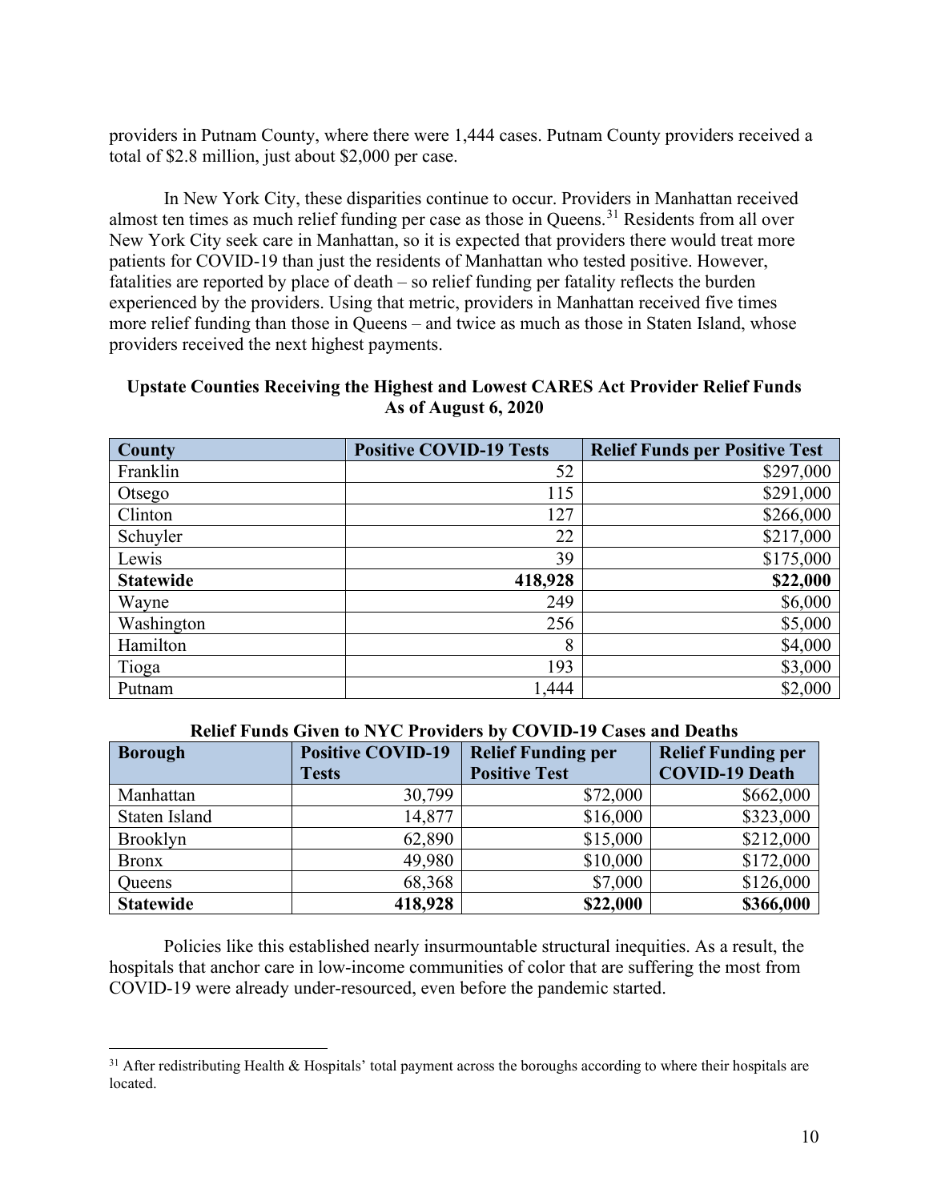providers in Putnam County, where there were 1,444 cases. Putnam County providers received a total of $2.8 million, just about $2,000 per case.

In New York City, these disparities continue to occur. Providers in Manhattan received almost ten times as much relief funding per case as those in Queens.[31] Residents from all over New York City seek care in Manhattan, so it is expected that providers there would treat more patients for COVID-19 than just the residents of Manhattan who tested positive. However, fatalities are reported by place of death – so relief funding per fatality reflects the burden experienced by the providers. Using that metric, providers in Manhattan received five times more relief funding than those in Queens – and twice as much as those in Staten Island, whose providers received the next highest payments.

**Upstate Counties Receiving the Highest and Lowest CARES Act Provider Relief Funds As of August 6, 2020**

| County | Positive COVID-19 Tests | Relief Funds per Positive Test |
|---|---:|---:|
| Franklin | 52 | $297,000 |
| Otsego | 115 | $291,000 |
| Clinton | 127 | $266,000 |
| Schuyler | 22 | $217,000 |
| Lewis | 39 | $175,000 |
| **Statewide** | **418,928** | **$22,000** |
| Wayne | 249 | $6,000 |
| Washington | 256 | $5,000 |
| Hamilton | 8 | $4,000 |
| Tioga | 193 | $3,000 |
| Putnam | 1,444 | $2,000 |

**Relief Funds Given to NYC Providers by COVID-19 Cases and Deaths**

| Borough | Positive COVID-19 Tests | Relief Funding per Positive Test | Relief Funding per COVID-19 Death |
|---|---:|---:|---:|
| Manhattan | 30,799 | $72,000 | $662,000 |
| Staten Island | 14,877 | $16,000 | $323,000 |
| Brooklyn | 62,890 | $15,000 | $212,000 |
| Bronx | 49,980 | $10,000 | $172,000 |
| Queens | 68,368 | $7,000 | $126,000 |
| **Statewide** | **418,928** | **$22,000** | **$366,000** |

Policies like this established nearly insurmountable structural inequities. As a result, the hospitals that anchor care in low-income communities of color that are suffering the most from COVID-19 were already under-resourced, even before the pandemic started.

[31] After redistributing Health & Hospitals' total payment across the boroughs according to where their hospitals are located.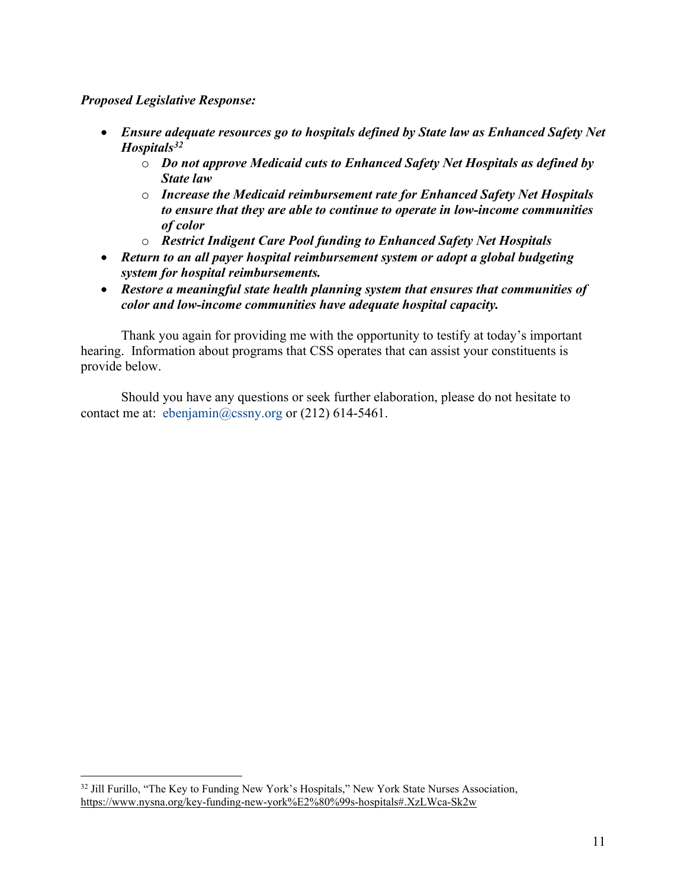***Proposed Legislative Response:***

- ***Ensure adequate resources go to hospitals defined by State law as Enhanced Safety Net Hospitals[32]***
  - ***Do not approve Medicaid cuts to Enhanced Safety Net Hospitals as defined by State law***
  - ***Increase the Medicaid reimbursement rate for Enhanced Safety Net Hospitals to ensure that they are able to continue to operate in low-income communities of color***
  - ***Restrict Indigent Care Pool funding to Enhanced Safety Net Hospitals***
- ***Return to an all payer hospital reimbursement system or adopt a global budgeting system for hospital reimbursements.***
- ***Restore a meaningful state health planning system that ensures that communities of color and low-income communities have adequate hospital capacity.***

Thank you again for providing me with the opportunity to testify at today's important hearing. Information about programs that CSS operates that can assist your constituents is provide below.

Should you have any questions or seek further elaboration, please do not hesitate to contact me at: ebenjamin@cssny.org or (212) 614-5461.

---

[32] Jill Furillo, "The Key to Funding New York's Hospitals," New York State Nurses Association, https://www.nysna.org/key-funding-new-york%E2%80%99s-hospitals#.XzLWca-Sk2w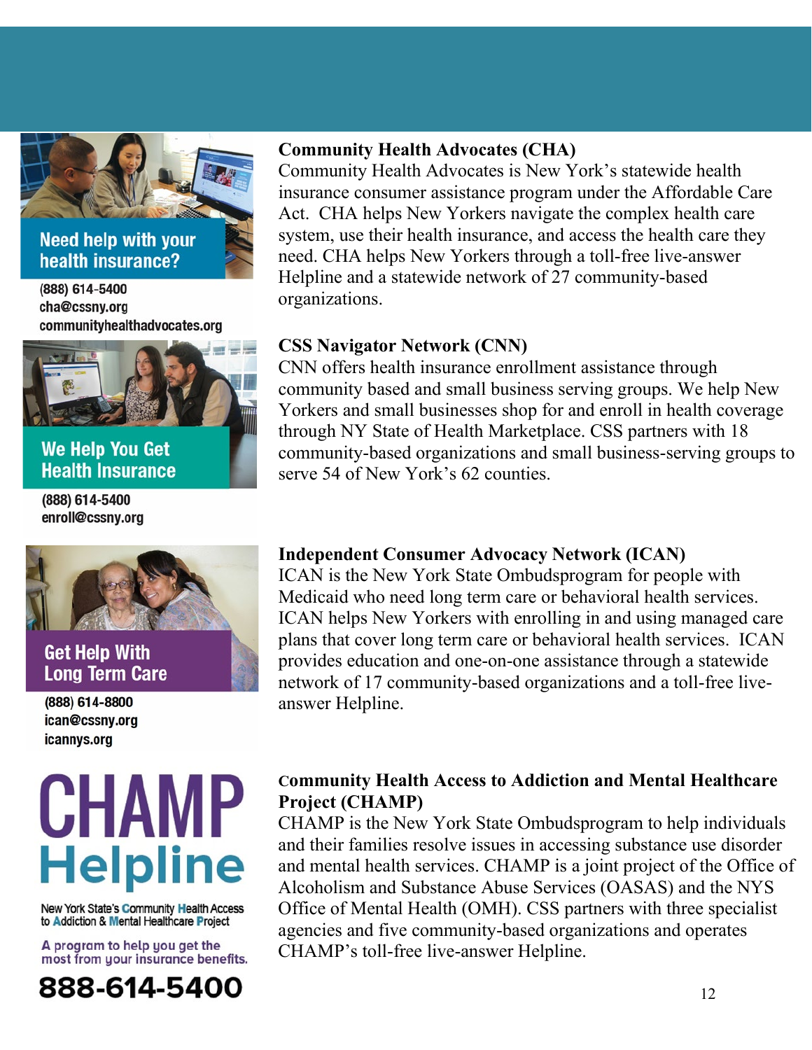Need help with your health insurance?

(888) 614-5400
cha@cssny.org
communityhealthadvocates.org

## Community Health Advocates (CHA)

Community Health Advocates is New York's statewide health insurance consumer assistance program under the Affordable Care Act. CHA helps New Yorkers navigate the complex health care system, use their health insurance, and access the health care they need. CHA helps New Yorkers through a toll-free live-answer Helpline and a statewide network of 27 community-based organizations.

We Help You Get Health Insurance

(888) 614-5400
enroll@cssny.org

## CSS Navigator Network (CNN)

CNN offers health insurance enrollment assistance through community based and small business serving groups. We help New Yorkers and small businesses shop for and enroll in health coverage through NY State of Health Marketplace. CSS partners with 18 community-based organizations and small business-serving groups to serve 54 of New York's 62 counties.

Get Help With Long Term Care

(888) 614-8800
ican@cssny.org
icannys.org

## Independent Consumer Advocacy Network (ICAN)

ICAN is the New York State Ombudsprogram for people with Medicaid who need long term care or behavioral health services. ICAN helps New Yorkers with enrolling in and using managed care plans that cover long term care or behavioral health services. ICAN provides education and one-on-one assistance through a statewide network of 17 community-based organizations and a toll-free live-answer Helpline.

CHAMP Helpline

New York State's Community Health Access to Addiction & Mental Healthcare Project

A program to help you get the most from your insurance benefits.

888-614-5400

## Community Health Access to Addiction and Mental Healthcare Project (CHAMP)

CHAMP is the New York State Ombudsprogram to help individuals and their families resolve issues in accessing substance use disorder and mental health services. CHAMP is a joint project of the Office of Alcoholism and Substance Abuse Services (OASAS) and the NYS Office of Mental Health (OMH). CSS partners with three specialist agencies and five community-based organizations and operates CHAMP's toll-free live-answer Helpline.